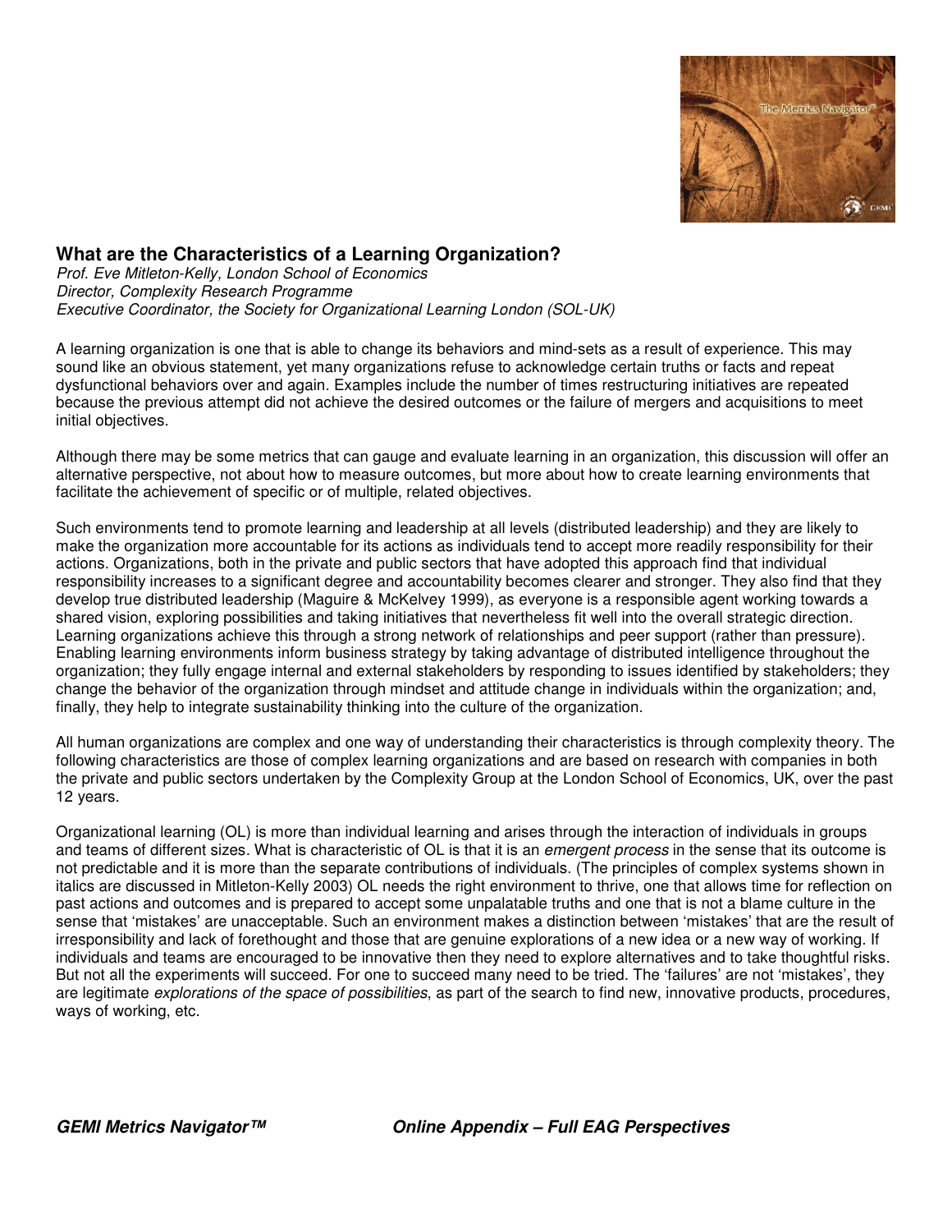## What are the Characteristics of a Learning Organization?

*Prof. Eve Mitleton-Kelly, London School of Economics*
*Director, Complexity Research Programme*
*Executive Coordinator, the Society for Organizational Learning London (SOL-UK)*

A learning organization is one that is able to change its behaviors and mind-sets as a result of experience. This may sound like an obvious statement, yet many organizations refuse to acknowledge certain truths or facts and repeat dysfunctional behaviors over and over again. Examples include the number of times restructuring initiatives are repeated because the previous attempt did not achieve the desired outcomes or the failure of mergers and acquisitions to meet initial objectives.

Although there may be some metrics that can gauge and evaluate learning in an organization, this discussion will offer an alternative perspective, not about how to measure outcomes, but more about how to create learning environments that facilitate the achievement of specific or of multiple, related objectives.

Such environments tend to promote learning and leadership at all levels (distributed leadership) and they are likely to make the organization more accountable for its actions as individuals tend to accept more readily responsibility for their actions. Organizations, both in the private and public sectors that have adopted this approach find that individual responsibility increases to a significant degree and accountability becomes clearer and stronger. They also find that they develop true distributed leadership (Maguire & McKelvey 1999), as everyone is a responsible agent working towards a shared vision, exploring possibilities and taking initiatives that nevertheless fit well into the overall strategic direction. Learning organizations achieve this through a strong network of relationships and peer support (rather than pressure). Enabling learning environments inform business strategy by taking advantage of distributed intelligence throughout the organization; they fully engage internal and external stakeholders by responding to issues identified by stakeholders; they change the behavior of the organization through mindset and attitude change in individuals within the organization; and, finally, they help to integrate sustainability thinking into the culture of the organization.

All human organizations are complex and one way of understanding their characteristics is through complexity theory. The following characteristics are those of complex learning organizations and are based on research with companies in both the private and public sectors undertaken by the Complexity Group at the London School of Economics, UK, over the past 12 years.

Organizational learning (OL) is more than individual learning and arises through the interaction of individuals in groups and teams of different sizes. What is characteristic of OL is that it is an *emergent process* in the sense that its outcome is not predictable and it is more than the separate contributions of individuals. (The principles of complex systems shown in italics are discussed in Mitleton-Kelly 2003) OL needs the right environment to thrive, one that allows time for reflection on past actions and outcomes and is prepared to accept some unpalatable truths and one that is not a blame culture in the sense that 'mistakes' are unacceptable. Such an environment makes a distinction between 'mistakes' that are the result of irresponsibility and lack of forethought and those that are genuine explorations of a new idea or a new way of working. If individuals and teams are encouraged to be innovative then they need to explore alternatives and to take thoughtful risks. But not all the experiments will succeed. For one to succeed many need to be tried. The 'failures' are not 'mistakes', they are legitimate *explorations of the space of possibilities*, as part of the search to find new, innovative products, procedures, ways of working, etc.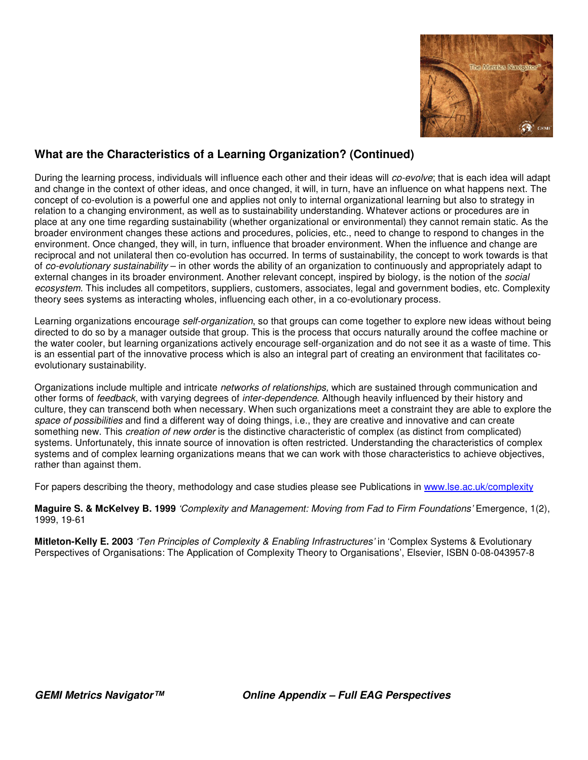## What are the Characteristics of a Learning Organization? (Continued)

During the learning process, individuals will influence each other and their ideas will *co-evolve*; that is each idea will adapt and change in the context of other ideas, and once changed, it will, in turn, have an influence on what happens next. The concept of co-evolution is a powerful one and applies not only to internal organizational learning but also to strategy in relation to a changing environment, as well as to sustainability understanding. Whatever actions or procedures are in place at any one time regarding sustainability (whether organizational or environmental) they cannot remain static. As the broader environment changes these actions and procedures, policies, etc., need to change to respond to changes in the environment. Once changed, they will, in turn, influence that broader environment. When the influence and change are reciprocal and not unilateral then co-evolution has occurred. In terms of sustainability, the concept to work towards is that of *co-evolutionary sustainability* – in other words the ability of an organization to continuously and appropriately adapt to external changes in its broader environment. Another relevant concept, inspired by biology, is the notion of the *social ecosystem*. This includes all competitors, suppliers, customers, associates, legal and government bodies, etc. Complexity theory sees systems as interacting wholes, influencing each other, in a co-evolutionary process.

Learning organizations encourage *self-organization*, so that groups can come together to explore new ideas without being directed to do so by a manager outside that group. This is the process that occurs naturally around the coffee machine or the water cooler, but learning organizations actively encourage self-organization and do not see it as a waste of time. This is an essential part of the innovative process which is also an integral part of creating an environment that facilitates co-evolutionary sustainability.

Organizations include multiple and intricate *networks of relationships,* which are sustained through communication and other forms of *feedback*, with varying degrees of *inter-dependence*. Although heavily influenced by their history and culture, they can transcend both when necessary. When such organizations meet a constraint they are able to explore the *space of possibilities* and find a different way of doing things, i.e., they are creative and innovative and can create something new. This *creation of new order* is the distinctive characteristic of complex (as distinct from complicated) systems. Unfortunately, this innate source of innovation is often restricted. Understanding the characteristics of complex systems and of complex learning organizations means that we can work with those characteristics to achieve objectives, rather than against them.

For papers describing the theory, methodology and case studies please see Publications in [www.lse.ac.uk/complexity](http://www.lse.ac.uk/complexity)

**Maguire S. & McKelvey B. 1999** *'Complexity and Management: Moving from Fad to Firm Foundations'* Emergence, 1(2), 1999, 19-61

**Mitleton-Kelly E. 2003** *'Ten Principles of Complexity & Enabling Infrastructures'* in 'Complex Systems & Evolutionary Perspectives of Organisations: The Application of Complexity Theory to Organisations', Elsevier, ISBN 0-08-043957-8